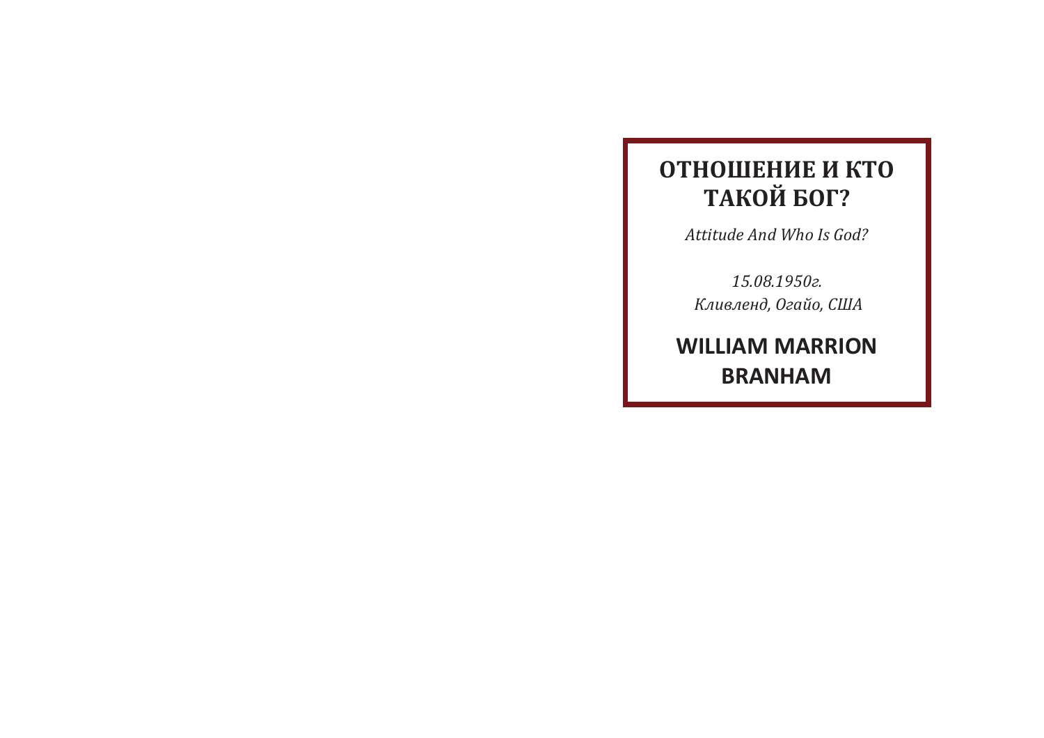# ОТНОШЕНИЕ И КТО ТАКОЙ БОГ?

*Attitude And Who Is God?*

*15.08.1950г.*
*Кливленд, Огайо, США*

**WILLIAM MARRION BRANHAM**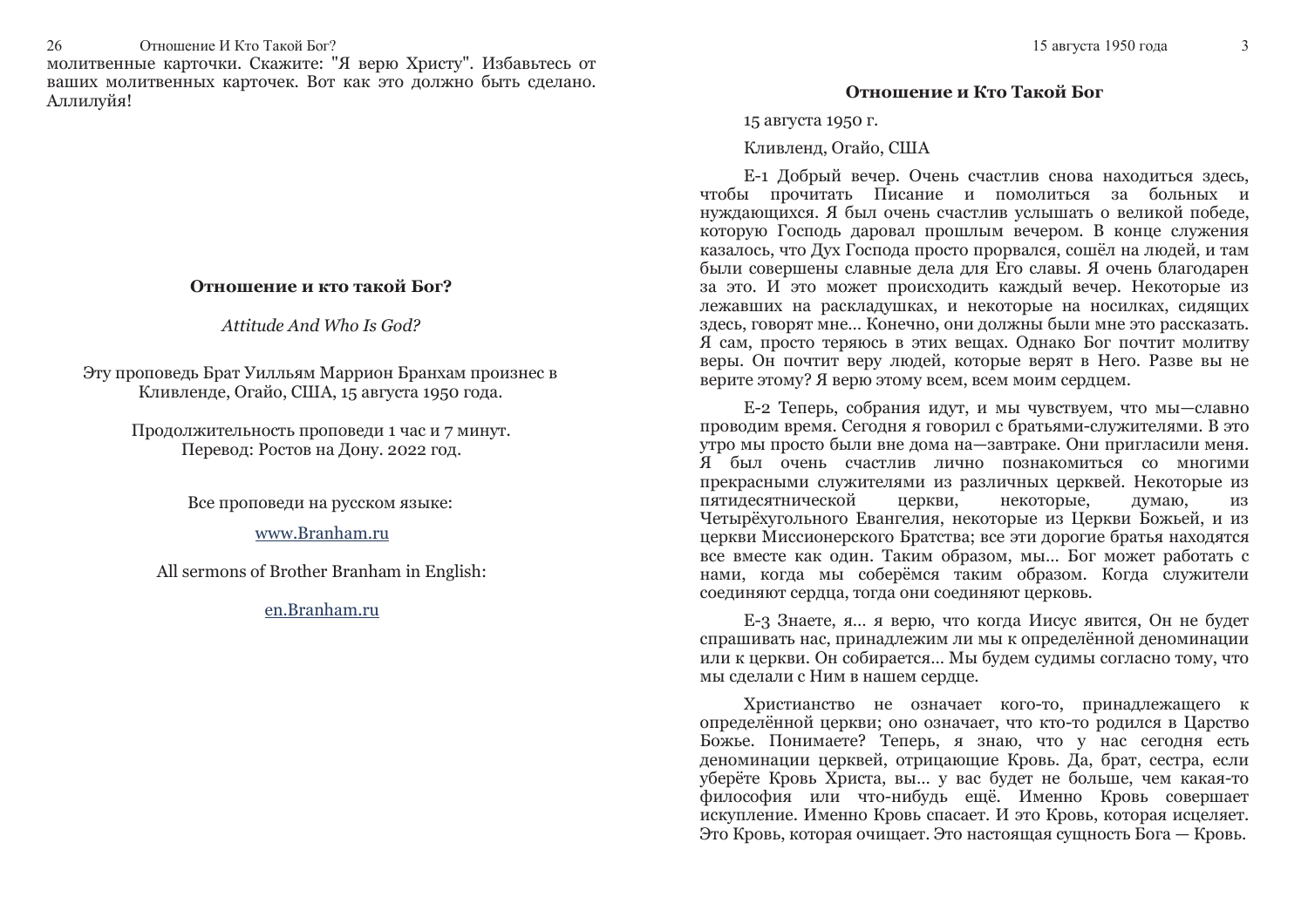молитвенные карточки. Скажите: "Я верю Христу". Избавьтесь от ваших молитвенных карточек. Вот как это должно быть сделано. Аллилуйя!

**Отношение и кто такой Бог?**

*Attitude And Who Is God?*

Эту проповедь Брат Уилльям Маррион Бранхам произнес в Кливленде, Огайо, США, 15 августа 1950 года.

Продолжительность проповеди 1 час и 7 минут.
Перевод: Ростов на Дону. 2022 год.

Все проповеди на русском языке:

www.Branham.ru

All sermons of Brother Branham in English:

en.Branham.ru

## Отношение и Кто Такой Бог

15 августа 1950 г.

Кливленд, Огайо, США

E-1 Добрый вечер. Очень счастлив снова находиться здесь, чтобы прочитать Писание и помолиться за больных и нуждающихся. Я был очень счастлив услышать о великой победе, которую Господь даровал прошлым вечером. В конце служения казалось, что Дух Господа просто прорвался, сошёл на людей, и там были совершены славные дела для Его славы. Я очень благодарен за это. И это может происходить каждый вечер. Некоторые из лежавших на раскладушках, и некоторые на носилках, сидящих здесь, говорят мне... Конечно, они должны были мне это рассказать. Я сам, просто теряюсь в этих вещах. Однако Бог почтит молитву веры. Он почтит веру людей, которые верят в Него. Разве вы не верите этому? Я верю этому всем, всем моим сердцем.

E-2 Теперь, собрания идут, и мы чувствуем, что мы—славно проводим время. Сегодня я говорил с братьями-служителями. В это утро мы просто были вне дома на—завтраке. Они пригласили меня. Я был очень счастлив лично познакомиться со многими прекрасными служителями из различных церквей. Некоторые из пятидесятнической церкви, некоторые, думаю, из Четырёхугольного Евангелия, некоторые из Церкви Божьей, и из церкви Миссионерского Братства; все эти дорогие братья находятся все вместе как один. Таким образом, мы... Бог может работать с нами, когда мы соберёмся таким образом. Когда служители соединяют сердца, тогда они соединяют церковь.

E-3 Знаете, я... я верю, что когда Иисус явится, Он не будет спрашивать нас, принадлежим ли мы к определённой деноминации или к церкви. Он собирается... Мы будем судимы согласно тому, что мы сделали с Ним в нашем сердце.

Христианство не означает кого-то, принадлежащего к определённой церкви; оно означает, что кто-то родился в Царство Божье. Понимаете? Теперь, я знаю, что у нас сегодня есть деноминации церквей, отрицающие Кровь. Да, брат, сестра, если уберёте Кровь Христа, вы... у вас будет не больше, чем какая-то философия или что-нибудь ещё. Именно Кровь совершает искупление. Именно Кровь спасает. И это Кровь, которая исцеляет. Это Кровь, которая очищает. Это настоящая сущность Бога — Кровь.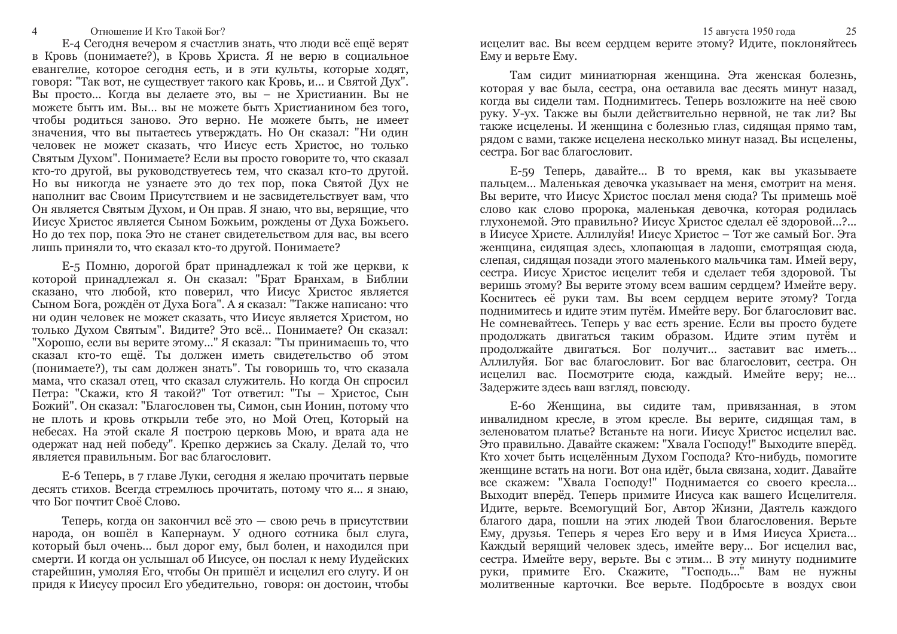E-4 Сегодня вечером я счастлив знать, что люди всё ещё верят в Кровь (понимаете?), в Кровь Христа. Я не верю в социальное евангелие, которое сегодня есть, и в эти культы, которые ходят, говоря: "Так вот, не существует такого как Кровь, и... и Святой Дух". Вы просто... Когда вы делаете это, вы – не Христианин. Вы не можете быть им. Вы... вы не можете быть Христианином без того, чтобы родиться заново. Это верно. Не можете быть, не имеет значения, что вы пытаетесь утверждать. Но Он сказал: "Ни один человек не может сказать, что Иисус есть Христос, но только Святым Духом". Понимаете? Если вы просто говорите то, что сказал кто-то другой, вы руководствуетесь тем, что сказал кто-то другой. Но вы никогда не узнаете это до тех пор, пока Святой Дух не наполнит вас Своим Присутствием и не засвидетельствует вам, что Он является Святым Духом, и Он прав. Я знаю, что вы, верящие, что Иисус Христос является Сыном Божьим, рождены от Духа Божьего. Но до тех пор, пока Это не станет свидетельством для вас, вы всего лишь приняли то, что сказал кто-то другой. Понимаете?

E-5 Помню, дорогой брат принадлежал к той же церкви, к которой принадлежал я. Он сказал: "Брат Бранхам, в Библии сказано, что любой, кто поверил, что Иисус Христос является Сыном Бога, рождён от Духа Бога". А я сказал: "Также написано: что ни один человек не может сказать, что Иисус является Христом, но только Духом Святым". Видите? Это всё... Понимаете? Он сказал: "Хорошо, если вы верите этому..." Я сказал: "Ты принимаешь то, что сказал кто-то ещё. Ты должен иметь свидетельство об этом (понимаете?), ты сам должен знать". Ты говоришь то, что сказала мама, что сказал отец, что сказал служитель. Но когда Он спросил Петра: "Скажи, кто Я такой?" Тот ответил: "Ты – Христос, Сын Божий". Он сказал: "Благословен ты, Симон, сын Ионин, потому что не плоть и кровь открыли тебе это, но Мой Отец, Который на небесах. На этой скале Я построю церковь Мою, и врата ада не одержат над ней победу". Крепко держись за Скалу. Делай то, что является правильным. Бог вас благословит.

E-6 Теперь, в 7 главе Луки, сегодня я желаю прочитать первые десять стихов. Всегда стремлюсь прочитать, потому что я... я знаю, что Бог почтит Своё Слово.

Теперь, когда он закончил всё это — свою речь в присутствии народа, он вошёл в Капернаум. У одного сотника был слуга, который был очень... был дорог ему, был болен, и находился при смерти. И когда он услышал об Иисусе, он послал к нему Иудейских старейшин, умоляя Его, чтобы Он пришёл и исцелил его слугу. И он придя к Иисусу просил Его убедительно, говоря: он достоин, чтобы

исцелит вас. Вы всем сердцем верите этому? Идите, поклоняйтесь Ему и верьте Ему.

Там сидит миниатюрная женщина. Эта женская болезнь, которая у вас была, сестра, она оставила вас десять минут назад, когда вы сидели там. Поднимитесь. Теперь возложите на неё свою руку. У-ух. Также вы были действительно нервной, не так ли? Вы также исцелены. И женщина с болезнью глаз, сидящая прямо там, рядом с вами, также исцелена несколько минут назад. Вы исцелены, сестра. Бог вас благословит.

E-59 Теперь, давайте... В то время, как вы указываете пальцем... Маленькая девочка указывает на меня, смотрит на меня. Вы верите, что Иисус Христос послал меня сюда? Ты примешь моё слово как слово пророка, маленькая девочка, которая родилась глухонемой. Это правильно? Иисус Христос сделал её здоровой...?... в Иисусе Христе. Аллилуйя! Иисус Христос – Тот же самый Бог. Эта женщина, сидящая здесь, хлопающая в ладоши, смотрящая сюда, слепая, сидящая позади этого маленького мальчика там. Имей веру, сестра. Иисус Христос исцелит тебя и сделает тебя здоровой. Ты веришь этому? Вы верите этому всем вашим сердцем? Имейте веру. Коснитесь её руки там. Вы всем сердцем верите этому? Тогда поднимитесь и идите этим путём. Имейте веру. Бог благословит вас. Не сомневайтесь. Теперь у вас есть зрение. Если вы просто будете продолжать двигаться таким образом. Идите этим путём и продолжайте двигаться. Бог получит... заставит вас иметь... Аллилуйя. Бог вас благословит. Бог вас благословит, сестра. Он исцелил вас. Посмотрите сюда, каждый. Имейте веру; не... Задержите здесь ваш взгляд, повсюду.

E-60 Женщина, вы сидите там, привязанная, в этом инвалидном кресле, в этом кресле. Вы верите, сидящая там, в зеленоватом платье? Встаньте на ноги. Иисус Христос исцелил вас. Это правильно. Давайте скажем: "Хвала Господу!" Выходите вперёд. Кто хочет быть исцелённым Духом Господа? Кто-нибудь, помогите женщине встать на ноги. Вот она идёт, была связана, ходит. Давайте все скажем: "Хвала Господу!" Поднимается со своего кресла... Выходит вперёд. Теперь примите Иисуса как вашего Исцелителя. Идите, верьте. Всемогущий Бог, Автор Жизни, Даятель каждого благого дара, пошли на этих людей Твои благословения. Верьте Ему, друзья. Теперь я через Его веру и в Имя Иисуса Христа... Каждый верящий человек здесь, имейте веру... Бог исцелил вас, сестра. Имейте веру, верьте. Вы с этим... В эту минуту поднимите руки, примите Его. Скажите, "Господь..." Вам не нужны молитвенные карточки. Все верьте. Подбросьте в воздух свои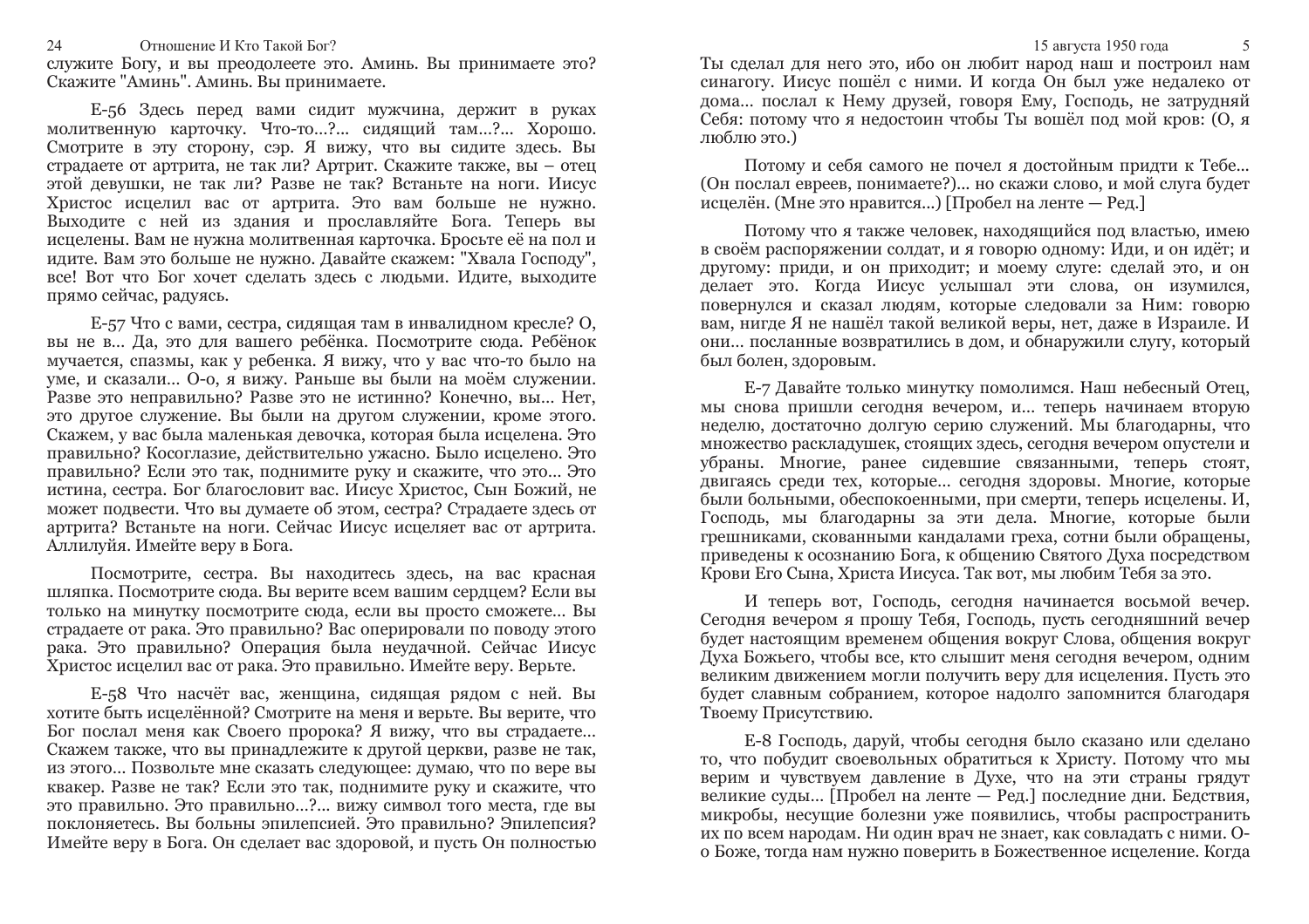служите Богу, и вы преодолеете это. Аминь. Вы принимаете это? Скажите "Аминь". Аминь. Вы принимаете.

Е-56 Здесь перед вами сидит мужчина, держит в руках молитвенную карточку. Что-то...?... сидящий там...?... Хорошо. Смотрите в эту сторону, сэр. Я вижу, что вы сидите здесь. Вы страдаете от артрита, не так ли? Артрит. Скажите также, вы – отец этой девушки, не так ли? Разве не так? Встаньте на ноги. Иисус Христос исцелил вас от артрита. Это вам больше не нужно. Выходите с ней из здания и прославляйте Бога. Теперь вы исцелены. Вам не нужна молитвенная карточка. Бросьте её на пол и идите. Вам это больше не нужно. Давайте скажем: "Хвала Господу", все! Вот что Бог хочет сделать здесь с людьми. Идите, выходите прямо сейчас, радуясь.

Е-57 Что с вами, сестра, сидящая там в инвалидном кресле? О, вы не в... Да, это для вашего ребёнка. Посмотрите сюда. Ребёнок мучается, спазмы, как у ребенка. Я вижу, что у вас что-то было на уме, и сказали... О-о, я вижу. Раньше вы были на моём служении. Разве это неправильно? Разве это не истинно? Конечно, вы... Нет, это другое служение. Вы были на другом служении, кроме этого. Скажем, у вас была маленькая девочка, которая была исцелена. Это правильно? Косоглазие, действительно ужасно. Было исцелено. Это правильно? Если это так, поднимите руку и скажите, что это... Это истина, сестра. Бог благословит вас. Иисус Христос, Сын Божий, не может подвести. Что вы думаете об этом, сестра? Страдаете здесь от артрита? Встаньте на ноги. Сейчас Иисус исцеляет вас от артрита. Аллилуйя. Имейте веру в Бога.

Посмотрите, сестра. Вы находитесь здесь, на вас красная шляпка. Посмотрите сюда. Вы верите всем вашим сердцем? Если вы только на минутку посмотрите сюда, если вы просто сможете... Вы страдаете от рака. Это правильно? Вас оперировали по поводу этого рака. Это правильно? Операция была неудачной. Сейчас Иисус Христос исцелил вас от рака. Это правильно. Имейте веру. Верьте.

Е-58 Что насчёт вас, женщина, сидящая рядом с ней. Вы хотите быть исцелённой? Смотрите на меня и верьте. Вы верите, что Бог послал меня как Своего пророка? Я вижу, что вы страдаете... Скажем также, что вы принадлежите к другой церкви, разве не так, из этого... Позвольте мне сказать следующее: думаю, что по вере вы квакер. Разве не так? Если это так, поднимите руку и скажите, что это правильно. Это правильно...?... вижу символ того места, где вы поклоняетесь. Вы больны эпилепсией. Это правильно? Эпилепсия? Имейте веру в Бога. Он сделает вас здоровой, и пусть Он полностью

Ты сделал для него это, ибо он любит народ наш и построил нам синагогу. Иисус пошёл с ними. И когда Он был уже недалеко от дома... послал к Нему друзей, говоря Ему, Господь, не затрудняй Себя: потому что я недостоин чтобы Ты вошёл под мой кров: (О, я люблю это.)

Потому и себя самого не почел я достойным придти к Тебе... (Он послал евреев, понимаете?)... но скажи слово, и мой слуга будет исцелён. (Мне это нравится...) [Пробел на ленте — Ред.]

Потому что я также человек, находящийся под властью, имею в своём распоряжении солдат, и я говорю одному: Иди, и он идёт; и другому: приди, и он приходит; и моему слуге: сделай это, и он делает это. Когда Иисус услышал эти слова, он изумился, повернулся и сказал людям, которые следовали за Ним: говорю вам, нигде Я не нашёл такой великой веры, нет, даже в Израиле. И они... посланные возвратились в дом, и обнаружили слугу, который был болен, здоровым.

Е-7 Давайте только минутку помолимся. Наш небесный Отец, мы снова пришли сегодня вечером, и... теперь начинаем вторую неделю, достаточно долгую серию служений. Мы благодарны, что множество раскладушек, стоящих здесь, сегодня вечером опустели и убраны. Многие, ранее сидевшие связанными, теперь стоят, двигаясь среди тех, которые... сегодня здоровы. Многие, которые были больными, обеспокоенными, при смерти, теперь исцелены. И, Господь, мы благодарны за эти дела. Многие, которые были грешниками, скованными кандалами греха, сотни были обращены, приведены к осознанию Бога, к общению Святого Духа посредством Крови Его Сына, Христа Иисуса. Так вот, мы любим Тебя за это.

И теперь вот, Господь, сегодня начинается восьмой вечер. Сегодня вечером я прошу Тебя, Господь, пусть сегодняшний вечер будет настоящим временем общения вокруг Слова, общения вокруг Духа Божьего, чтобы все, кто слышит меня сегодня вечером, одним великим движением могли получить веру для исцеления. Пусть это будет славным собранием, которое надолго запомнится благодаря Твоему Присутствию.

Е-8 Господь, даруй, чтобы сегодня было сказано или сделано то, что побудит своевольных обратиться к Христу. Потому что мы верим и чувствуем давление в Духе, что на эти страны грядут великие суды... [Пробел на ленте — Ред.] последние дни. Бедствия, микробы, несущие болезни уже появились, чтобы распространить их по всем народам. Ни один врач не знает, как совладать с ними. О-о Боже, тогда нам нужно поверить в Божественное исцеление. Когда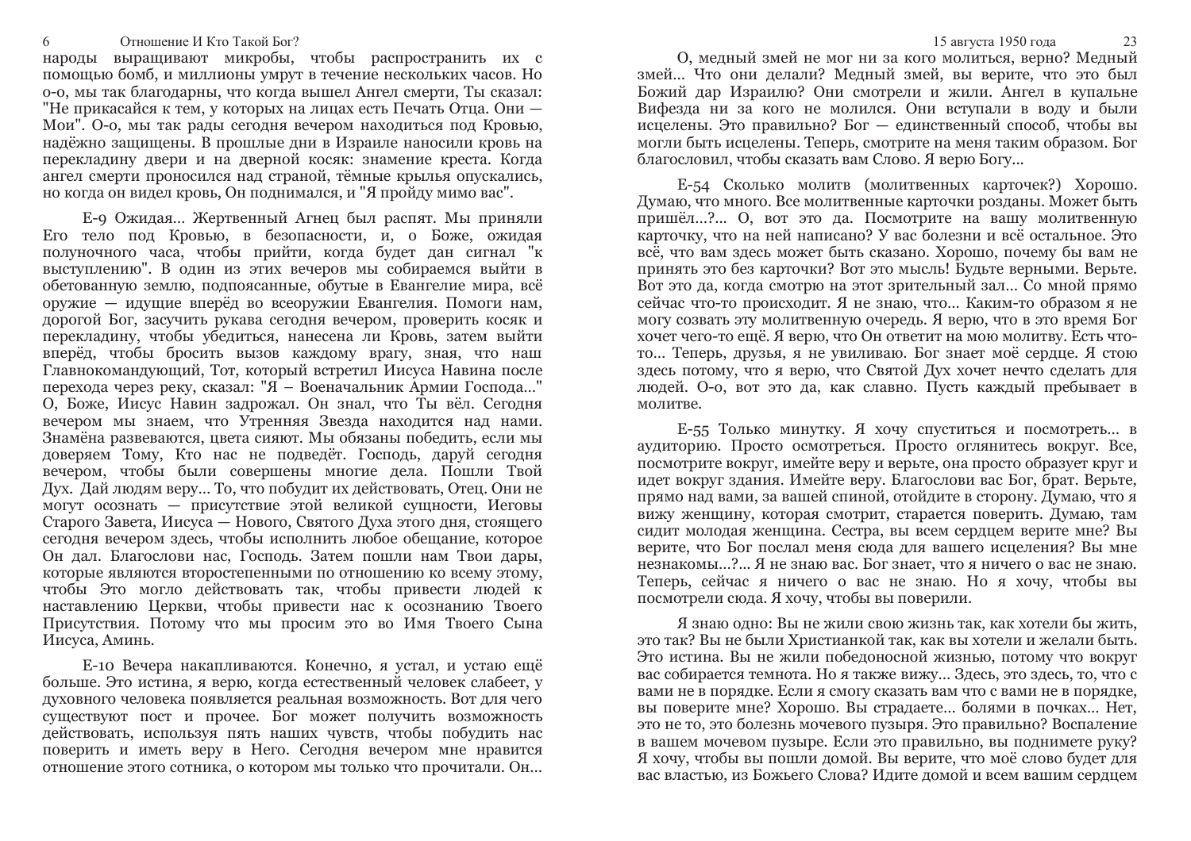народы выращивают микробы, чтобы распространить их с помощью бомб, и миллионы умрут в течение нескольких часов. Но о-о, мы так благодарны, что когда вышел Ангел смерти, Ты сказал: "Не прикасайся к тем, у которых на лицах есть Печать Отца. Они — Мои". О-о, мы так рады сегодня вечером находиться под Кровью, надёжно защищены. В прошлые дни в Израиле наносили кровь на перекладину двери и на дверной косяк: знамение креста. Когда ангел смерти проносился над страной, тёмные крылья опускались, но когда он видел кровь, Он поднимался, и "Я пройду мимо вас".

E-9 Ожидая... Жертвенный Агнец был распят. Мы приняли Его тело под Кровью, в безопасности, и, о Боже, ожидая полуночного часа, чтобы прийти, когда будет дан сигнал "к выступлению". В один из этих вечеров мы собираемся выйти в обетованную землю, подпоясанные, обутые в Евангелие мира, всё оружие — идущие вперёд во всеоружии Евангелия. Помоги нам, дорогой Бог, засучить рукава сегодня вечером, проверить косяк и перекладину, чтобы убедиться, нанесена ли Кровь, затем выйти вперёд, чтобы бросить вызов каждому врагу, зная, что наш Главнокомандующий, Тот, который встретил Иисуса Навина после перехода через реку, сказал: "Я – Военачальник Армии Господа..." О, Боже, Иисус Навин задрожал. Он знал, что Ты вёл. Сегодня вечером мы знаем, что Утренняя Звезда находится над нами. Знамёна развеваются, цвета сияют. Мы обязаны победить, если мы доверяем Тому, Кто нас не подведёт. Господь, даруй сегодня вечером, чтобы были совершены многие дела. Пошли Твой Дух. Дай людям веру... То, что побудит их действовать, Отец. Они не могут осознать — присутствие этой великой сущности, Иеговы Старого Завета, Иисуса — Нового, Святого Духа этого дня, стоящего сегодня вечером здесь, чтобы исполнить любое обещание, которое Он дал. Благослови нас, Господь. Затем пошли нам Твои дары, которые являются второстепенными по отношению ко всему этому, чтобы Это могло действовать так, чтобы привести людей к наставлению Церкви, чтобы привести нас к осознанию Твоего Присутствия. Потому что мы просим это во Имя Твоего Сына Иисуса, Аминь.

E-10 Вечера накапливаются. Конечно, я устал, и устаю ещё больше. Это истина, я верю, когда естественный человек слабеет, у духовного человека появляется реальная возможность. Вот для чего существуют пост и прочее. Бог может получить возможность действовать, используя пять наших чувств, чтобы побудить нас поверить и иметь веру в Него. Сегодня вечером мне нравится отношение этого сотника, о котором мы только что прочитали. Он...

О, медный змей не мог ни за кого молиться, верно? Медный змей... Что они делали? Медный змей, вы верите, что это был Божий дар Израилю? Они смотрели и жили. Ангел в купальне Вифезда ни за кого не молился. Они вступали в воду и были исцелены. Это правильно? Бог — единственный способ, чтобы вы могли быть исцелены. Теперь, смотрите на меня таким образом. Бог благословил, чтобы сказать вам Слово. Я верю Богу...

E-54 Сколько молитв (молитвенных карточек?) Хорошо. Думаю, что много. Все молитвенные карточки розданы. Может быть пришёл...?... О, вот это да. Посмотрите на вашу молитвенную карточку, что на ней написано? У вас болезни и всё остальное. Это всё, что вам здесь может быть сказано. Хорошо, почему бы вам не принять что-то без карточки? Вот это мысль! Будьте верными. Верьте. Вот это да, когда смотрю на этот зрительный зал... Со мной прямо сейчас что-то происходит. Я не знаю, что... Каким-то образом я не могу созвать эту молитвенную очередь. Я верю, что в это время Бог хочет чего-то ещё. Я верю, что Он ответит на мою молитву. Есть что-то... Теперь, друзья, я не увиливаю. Бог знает моё сердце. Я стою здесь потому, что я верю, что Святой Дух хочет нечто сделать для людей. О-о, вот это да, как славно. Пусть каждый пребывает в молитве.

E-55 Только минутку. Я хочу спуститься и посмотреть... в аудиторию. Просто осмотреться. Просто оглянитесь вокруг. Все, посмотрите вокруг, имейте веру и верьте, она просто образует круг и идет вокруг здания. Имейте веру. Благослови вас Бог, брат. Верьте, прямо над вами, за вашей спиной, отойдите в сторону. Думаю, что я вижу женщину, которая смотрит, старается поверить. Думаю, там сидит молодая женщина. Сестра, вы всем сердцем верите мне? Вы верите, что Бог послал меня сюда для вашего исцеления? Вы мне незнакомы...?... Я не знаю вас. Бог знает, что я ничего о вас не знаю. Теперь, сейчас я ничего о вас не знаю. Но я хочу, чтобы вы посмотрели сюда. Я хочу, чтобы вы поверили.

Я знаю одно: Вы не жили свою жизнь так, как хотели бы жить, это так? Вы не были Христианкой так, как вы хотели и желали быть. Это истина. Вы не жили победоносной жизнью, потому что вокруг вас собирается темнота. Но я также вижу... Здесь, это здесь, то, что с вами не в порядке. Если я смогу сказать вам что с вами не в порядке, вы поверите мне? Хорошо. Вы страдаете... болями в почках... Нет, это не то, это болезнь мочевого пузыря. Это правильно? Воспаление в вашем мочевом пузыре. Если это правильно, вы поднимете руку? Я хочу, чтобы вы пошли домой. Вы верите, что моё слово будет для вас властью, из Божьего Слова? Идите домой и всем вашим сердцем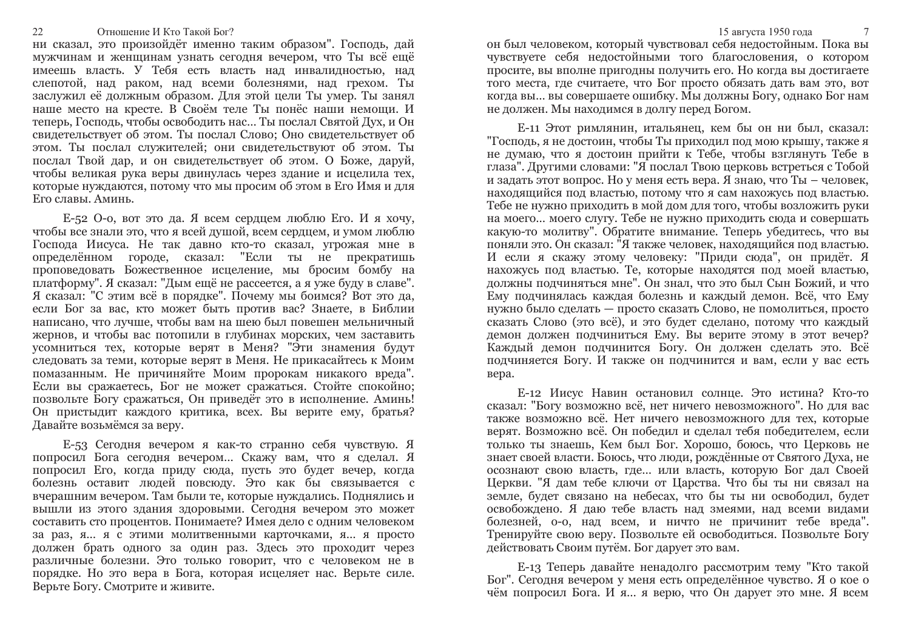ни сказал, это произойдёт именно таким образом". Господь, дай мужчинам и женщинам узнать сегодня вечером, что Ты всё ещё имеешь власть. У Тебя есть власть над инвалидностью, над слепотой, над раком, над всеми болезнями, над грехом. Ты заслужил её должным образом. Для этой цели Ты умер. Ты занял наше место на кресте. В Своём теле Ты понёс наши немощи. И теперь, Господь, чтобы освободить нас... Ты послал Святой Дух, и Он свидетельствует об этом. Ты послал Слово; Оно свидетельствует об этом. Ты послал служителей; они свидетельствуют об этом. Ты послал Твой дар, и он свидетельствует об этом. О Боже, даруй, чтобы великая рука веры двинулась через здание и исцелила тех, которые нуждаются, потому что мы просим об этом в Его Имя и для Его славы. Аминь.

E-52 О-о, вот это да. Я всем сердцем люблю Его. И я хочу, чтобы все знали это, что я всей душой, всем сердцем, и умом люблю Господа Иисуса. Не так давно кто-то сказал, угрожая мне в определённом городе, сказал: "Если ты не прекратишь проповедовать Божественное исцеление, мы бросим бомбу на платформу". Я сказал: "Дым ещё не рассеется, а я уже буду в славе". Я сказал: "С этим всё в порядке". Почему мы боимся? Вот это да, если Бог за вас, кто может быть против вас? Знаете, в Библии написано, что лучше, чтобы вам на шею был повешен мельничный жернов, и чтобы вас потопили в глубинах морских, чем заставить усомниться тех, которые верят в Меня? "Эти знамения будут следовать за теми, которые верят в Меня. Не прикасайтесь к Моим помазанным. Не причиняйте Моим пророкам никакого вреда". Если вы сражаетесь, Бог не может сражаться. Стойте спокойно; позвольте Богу сражаться, Он приведёт это в исполнение. Аминь! Он пристыдит каждого критика, всех. Вы верите ему, братья? Давайте возьмёмся за веру.

E-53 Сегодня вечером я как-то странно себя чувствую. Я попросил Бога сегодня вечером... Скажу вам, что я сделал. Я попросил Его, когда приду сюда, пусть это будет вечер, когда болезнь оставит людей повсюду. Это как бы связывается с вчерашним вечером. Там были те, которые нуждались. Поднялись и вышли из этого здания здоровыми. Сегодня вечером это может составить сто процентов. Понимаете? Имея дело с одним человеком за раз, я... я с этими молитвенными карточками, я... я просто должен брать одного за один раз. Здесь это проходит через различные болезни. Это только говорит, что с человеком не в порядке. Но это вера в Бога, которая исцеляет нас. Верьте силе. Верьте Богу. Смотрите и живите.

он был человеком, который чувствовал себя недостойным. Пока вы чувствуете себя недостойными того благословения, о котором просите, вы вполне пригодны получить его. Но когда вы достигаете того места, где считаете, что Бог просто обязать дать вам это, вот когда вы... вы совершаете ошибку. Мы должны Богу, однако Бог нам не должен. Мы находимся в долгу перед Богом.

E-11 Этот римлянин, итальянец, кем бы он ни был, сказал: "Господь, я не достоин, чтобы Ты приходил под мою крышу, также я не думаю, что я достоин прийти к Тебе, чтобы взглянуть Тебе в глаза". Другими словами: "Я послал Твою церковь встретиться с Тобой и задать этот вопрос. Но у меня есть вера. Я знаю, что Ты – человек, находящийся под властью, потому что я сам нахожусь под властью. Тебе не нужно приходить в мой дом для того, чтобы возложить руки на моего... моего слугу. Тебе не нужно приходить сюда и совершать какую-то молитву". Обратите внимание. Теперь убедитесь, что вы поняли это. Он сказал: "Я также человек, находящийся под властью. И если я скажу этому человеку: "Приди сюда", он придёт. Я нахожусь под властью. Те, которые находятся под моей властью, должны подчиняться мне". Он знал, что это был Сын Божий, и что Ему подчинялась каждая болезнь и каждый демон. Всё, что Ему нужно было сделать — просто сказать Слово, не помолиться, просто сказать Слово (это всё), и это будет сделано, потому что каждый демон должен подчиниться Ему. Вы верите этому в этот вечер? Каждый демон подчинится Богу. Он должен сделать это. Всё подчиняется Богу. И также он подчинится и вам, если у вас есть вера.

E-12 Иисус Навин остановил солнце. Это истина? Кто-то сказал: "Богу возможно всё, нет ничего невозможного". Но для вас также возможно всё. Нет ничего невозможного для тех, которые верят. Возможно всё. Он победил и сделал тебя победителем, если только ты знаешь, Кем был Бог. Хорошо, боюсь, что Церковь не знает своей власти. Боюсь, что люди, рождённые от Святого Духа, не осознают свою власть, где... или власть, которую Бог дал Своей Церкви. "Я дам тебе ключи от Царства. Что бы ты ни связал на земле, будет связано на небесах, что бы ты ни освободил, будет освобождено. Я даю тебе власть над змеями, над всеми видами болезней, о-о, над всем, и ничто не причинит тебе вреда". Тренируйте свою веру. Позвольте ей освободиться. Позвольте Богу действовать Своим путём. Бог дарует это вам.

E-13 Теперь давайте ненадолго рассмотрим тему "Кто такой Бог". Сегодня вечером у меня есть определённое чувство. Я о кое о чём попросил Бога. И я... я верю, что Он дарует это мне. Я всем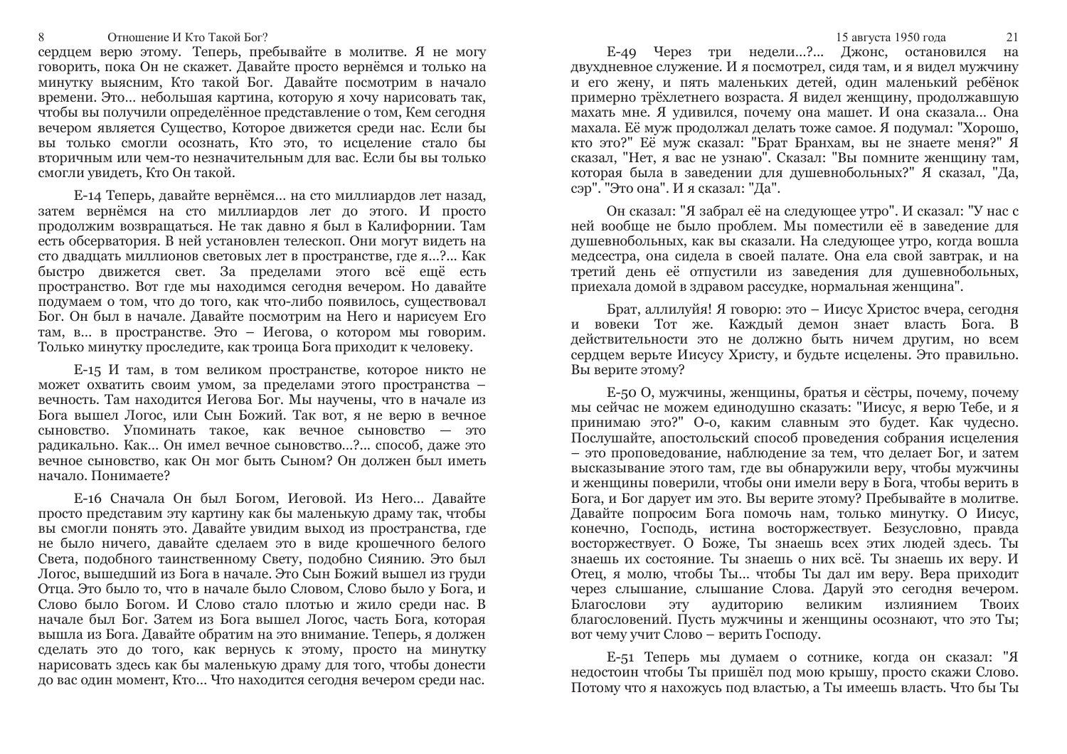сердцем верю этому. Теперь, пребывайте в молитве. Я не могу говорить, пока Он не скажет. Давайте просто вернёмся и только на минутку выясним, Кто такой Бог. Давайте посмотрим в начало времени. Это... небольшая картина, которую я хочу нарисовать так, чтобы вы получили определённое представление о том, Кем сегодня вечером является Существо, Которое движется среди нас. Если бы вы только смогли осознать, Кто это, то исцеление стало бы вторичным или чем-то незначительным для вас. Если бы вы только смогли увидеть, Кто Он такой.

E-14 Теперь, давайте вернёмся... на сто миллиардов лет назад, затем вернёмся на сто миллиардов лет до этого. И просто продолжим возвращаться. Не так давно я был в Калифорнии. Там есть обсерватория. В ней установлен телескоп. Они могут видеть на сто двадцать миллионов световых лет в пространстве, где я...?... Как быстро движется свет. За пределами этого всё ещё есть пространство. Вот где мы находимся сегодня вечером. Но давайте подумаем о том, что до того, как что-либо появилось, существовал Бог. Он был в начале. Давайте посмотрим на Него и нарисуем Его там, в... в пространстве. Это – Иегова, о котором мы говорим. Только минутку проследите, как троица Бога приходит к человеку.

E-15 И там, в том великом пространстве, которое никто не может охватить своим умом, за пределами этого пространства – вечность. Там находится Иегова Бог. Мы научены, что в начале из Бога вышел Логос, или Сын Божий. Так вот, я не верю в вечное сыновство. Упоминать такое, как вечное сыновство — это радикально. Как... Он имел вечное сыновство...?... способ, даже это вечное сыновство, как Он мог быть Сыном? Он должен был иметь начало. Понимаете?

E-16 Сначала Он был Богом, Иеговой. Из Него... Давайте просто представим эту картину как бы маленькую драму так, чтобы вы смогли понять это. Давайте увидим выход из пространства, где не было ничего, давайте сделаем это в виде крошечного белого Света, подобного таинственному Свету, подобно Сиянию. Это был Логос, вышедший из Бога в начале. Это Сын Божий вышел из груди Отца. Это было то, что в начале было Словом, Слово было у Бога, и Слово было Богом. И Слово стало плотью и жило среди нас. В начале был Бог. Затем из Бога вышел Логос, часть Бога, которая вышла из Бога. Давайте обратим на это внимание. Теперь, я должен сделать это до того, как вернусь к этому, просто на минутку нарисовать здесь как бы маленькую драму для того, чтобы донести до вас один момент, Кто... Что находится сегодня вечером среди нас.

E-49 Через три недели...?... Джонс, остановился на двухдневное служение. И я посмотрел, сидя там, и я видел мужчину и его жену, и пять маленьких детей, один маленький ребёнок примерно трёхлетнего возраста. Я видел женщину, продолжавшую махать мне. Я удивился, почему она машет. И она сказала... Она махала. Её муж продолжал делать тоже самое. Я подумал: "Хорошо, кто это?" Её муж сказал: "Брат Бранхам, вы не знаете меня?" Я сказал, "Нет, я вас не узнаю". Сказал: "Вы помните женщину там, которая была в заведении для душевнобольных?" Я сказал, "Да, сэр". "Это она". И я сказал: "Да".

Он сказал: "Я забрал её на следующее утро". И сказал: "У нас с ней вообще не было проблем. Мы поместили её в заведение для душевнобольных, как вы сказали. На следующее утро, когда вошла медсестра, она сидела в своей палате. Она ела свой завтрак, и на третий день её отпустили из заведения для душевнобольных, приехала домой в здравом рассудке, нормальная женщина".

Брат, аллилуйя! Я говорю: это – Иисус Христос вчера, сегодня и вовеки Тот же. Каждый демон знает власть Бога. В действительности это не должно быть ничем другим, но всем сердцем верьте Иисусу Христу, и будьте исцелены. Это правильно. Вы верите этому?

E-50 О, мужчины, женщины, братья и сёстры, почему, почему мы сейчас не можем единодушно сказать: "Иисус, я верю Тебе, и я принимаю это?" О-о, каким славным это будет. Как чудесно. Послушайте, апостольский способ проведения собрания исцеления – это проповедование, наблюдение за тем, что делает Бог, и затем высказывание этого там, где вы обнаружили веру, чтобы мужчины и женщины поверили, чтобы они имели веру в Бога, чтобы верить в Бога, и Бог дарует им это. Вы верите этому? Пребывайте в молитве. Давайте попросим Бога помочь нам, только минутку. О Иисус, конечно, Господь, истина восторжествует. Безусловно, правда восторжествует. О Боже, Ты знаешь всех этих людей здесь. Ты знаешь их состояние. Ты знаешь о них всё. Ты знаешь их веру. И Отец, я молю, чтобы Ты... чтобы Ты дал им веру. Вера приходит через слышание, слышание Слова. Даруй это сегодня вечером. Благослови эту аудиторию великим излиянием Твоих благословений. Пусть мужчины и женщины осознают, что это Ты; вот чему учит Слово – верить Господу.

E-51 Теперь мы думаем о сотнике, когда он сказал: "Я недостоин чтобы Ты пришёл под мою крышу, просто скажи Слово. Потому что я нахожусь под властью, а Ты имеешь власть. Что бы Ты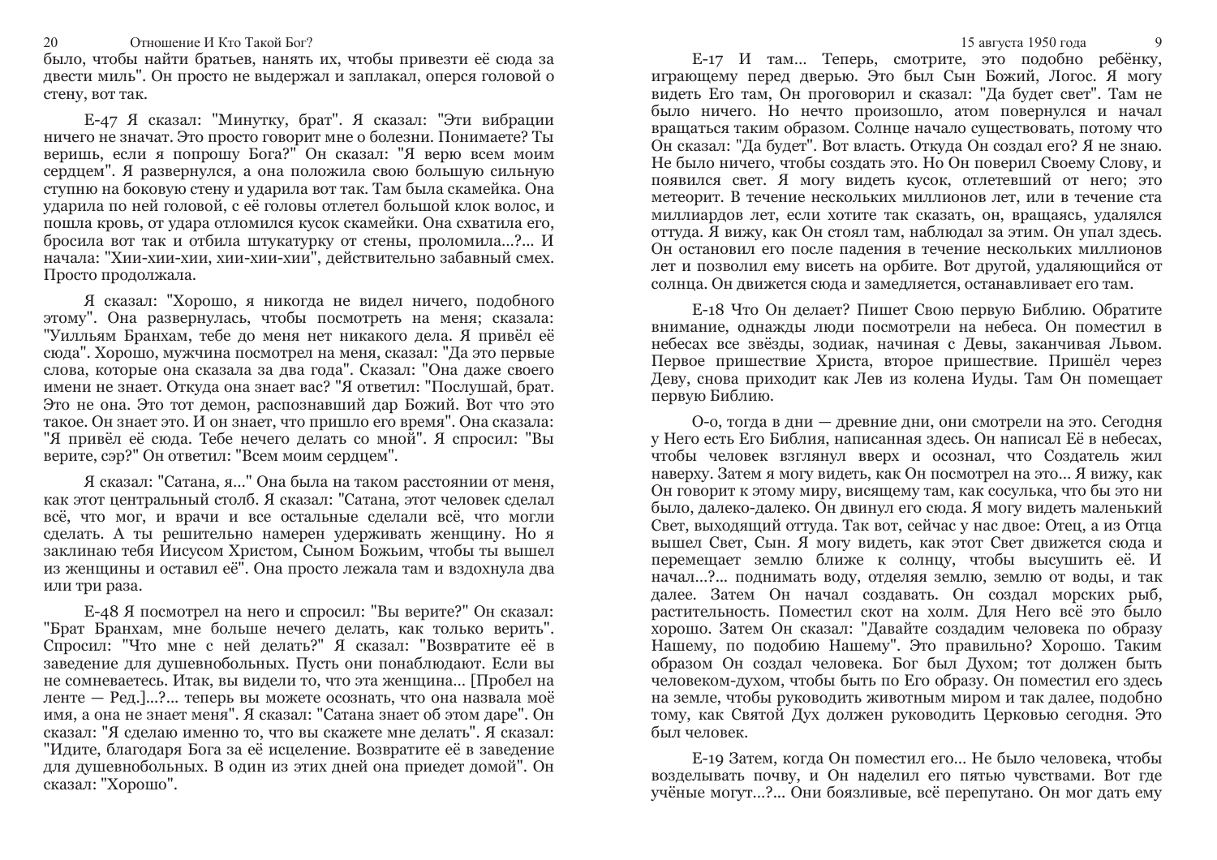было, чтобы найти братьев, нанять их, чтобы привезти её сюда за двести миль". Он просто не выдержал и заплакал, оперся головой о стену, вот так.

E-47 Я сказал: "Минутку, брат". Я сказал: "Эти вибрации ничего не значат. Это просто говорит мне о болезни. Понимаете? Ты веришь, если я попрошу Бога?" Он сказал: "Я верю всем моим сердцем". Я развернулся, а она положила свою большую сильную ступню на боковую стену и ударила вот так. Там была скамейка. Она ударила по ней головой, с её головы отлетел большой клок волос, и пошла кровь, от удара отломился кусок скамейки. Она схватила его, бросила вот так и отбила штукатурку от стены, проломила...?... И начала: "Хии-хии-хии, хии-хии-хии", действительно забавный смех. Просто продолжала.

Я сказал: "Хорошо, я никогда не видел ничего, подобного этому". Она развернулась, чтобы посмотреть на меня; сказала: "Уилльям Бранхам, тебе до меня нет никакого дела. Я привёл её сюда". Хорошо, мужчина посмотрел на меня, сказал: "Да это первые слова, которые она сказала за два года". Сказал: "Она даже своего имени не знает. Откуда она знает вас? "Я ответил: "Послушай, брат. Это не она. Это тот демон, распознавший дар Божий. Вот что это такое. Он знает это. И он знает, что пришло его время". Она сказала: "Я привёл её сюда. Тебе нечего делать со мной". Я спросил: "Вы верите, сэр?" Он ответил: "Всем моим сердцем".

Я сказал: "Сатана, я..." Она была на таком расстоянии от меня, как этот центральный столб. Я сказал: "Сатана, этот человек сделал всё, что мог, и врачи и все остальные сделали всё, что могли сделать. А ты решительно намерен удерживать женщину. Но я заклинаю тебя Иисусом Христом, Сыном Божьим, чтобы ты вышел из женщины и оставил её". Она просто лежала там и вздохнула два или три раза.

E-48 Я посмотрел на него и спросил: "Вы верите?" Он сказал: "Брат Бранхам, мне больше нечего делать, как только верить". Спросил: "Что мне с ней делать?" Я сказал: "Возвратите её в заведение для душевнобольных. Пусть они понаблюдают. Если вы не сомневаетесь. Итак, вы видели то, что эта женщина... [Пробел на ленте — Ред.]...?... теперь вы можете осознать, что она назвала моё имя, а она не знает меня". Я сказал: "Сатана знает об этом даре". Он сказал: "Я сделаю именно то, что вы скажете мне делать". Я сказал: "Идите, благодаря Бога за её исцеление. Возвратите её в заведение для душевнобольных. В один из этих дней она приедет домой". Он сказал: "Хорошо".

E-17 И там... Теперь, смотрите, это подобно ребёнку, играющему перед дверью. Это был Сын Божий, Логос. Я могу видеть Его там, Он проговорил и сказал: "Да будет свет". Там не было ничего. Но нечто произошло, атом повернулся и начал вращаться таким образом. Солнце начало существовать, потому что Он сказал: "Да будет". Вот власть. Откуда Он создал его? Я не знаю. Не было ничего, чтобы создать это. Но Он поверил Своему Слову, и появился свет. Я могу видеть кусок, отлетевший от него; это метеорит. В течение нескольких миллионов лет, или в течение ста миллиардов лет, если хотите так сказать, он, вращаясь, удалялся оттуда. Я вижу, как Он стоял там, наблюдал за этим. Он упал здесь. Он остановил его после падения в течение нескольких миллионов лет и позволил ему висеть на орбите. Вот другой, удаляющийся от солнца. Он движется сюда и замедляется, останавливает его там.

E-18 Что Он делает? Пишет Свою первую Библию. Обратите внимание, однажды люди посмотрели на небеса. Он поместил в небесах все звёзды, зодиак, начиная с Девы, заканчивая Львом. Первое пришествие Христа, второе пришествие. Пришёл через Деву, снова приходит как Лев из колена Иуды. Там Он помещает первую Библию.

О-о, тогда в дни — древние дни, они смотрели на это. Сегодня у Него есть Его Библия, написанная здесь. Он написал Её в небесах, чтобы человек взглянул вверх и осознал, что Создатель жил наверху. Затем я могу видеть, как Он посмотрел на это... Я вижу, как Он говорит к этому миру, висящему там, как сосулька, что бы это ни было, далеко-далеко. Он двинул его сюда. Я могу видеть маленький Свет, выходящий оттуда. Так вот, сейчас у нас двое: Отец, а из Отца вышел Свет, Сын. Я могу видеть, как этот Свет движется сюда и перемещает землю ближе к солнцу, чтобы высушить её. И начал...?... поднимать воду, отделяя землю, землю от воды, и так далее. Затем Он начал создавать. Он создал морских рыб, растительность. Поместил скот на холм. Для Него всё это было хорошо. Затем Он сказал: "Давайте создадим человека по образу Нашему, по подобию Нашему". Это правильно? Хорошо. Таким образом Он создал человека. Бог был Духом; тот должен быть человеком-духом, чтобы быть по Его образу. Он поместил его здесь на земле, чтобы руководить животным миром и так далее, подобно тому, как Святой Дух должен руководить Церковью сегодня. Это был человек.

E-19 Затем, когда Он поместил его... Не было человека, чтобы возделывать почву, и Он наделил его пятью чувствами. Вот где учёные могут...?... Они боязливые, всё перепутано. Он мог дать ему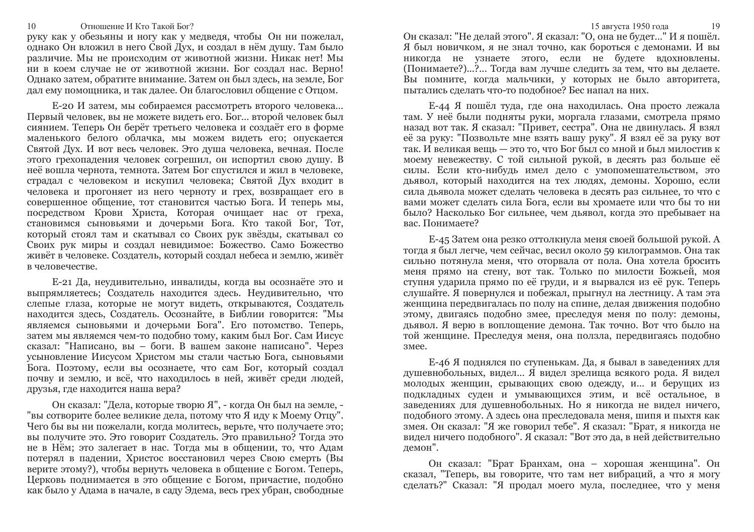руку как у обезьяны и ногу как у медведя, чтобы Он ни пожелал, однако Он вложил в него Свой Дух, и создал в нём душу. Там было различие. Мы не происходим от животной жизни. Никак нет! Мы ни в коем случае не от животной жизни. Бог создал нас. Верно! Однако затем, обратите внимание. Затем он был здесь, на земле, Бог дал ему помощника, и так далее. Он благословил общение с Отцом.

E-20 И затем, мы собираемся рассмотреть второго человека… Первый человек, вы не можете видеть его. Бог… второй человек был сиянием. Теперь Он берёт третьего человека и создаёт его в форме маленького белого облачка, мы можем видеть его; опускается Святой Дух. И вот весь человек. Это душа человека, вечная. После этого грехопадения человек согрешил, он испортил свою душу. В неё вошла чернота, темнота. Затем Бог спустился и жил в человеке, страдал с человеком и искупил человека; Святой Дух входит в человека и прогоняет из него черноту и грех, возвращает его в совершенное общение, тот становится частью Бога. И теперь мы, посредством Крови Христа, Которая очищает нас от греха, становимся сыновьями и дочерьми Бога. Кто такой Бог, Тот, который стоял там и скатывал со Своих рук звёзды, скатывал со Своих рук миры и создал невидимое: Божество. Само Божество живёт в человеке. Создатель, который создал небеса и землю, живёт в человечестве.

E-21 Да, неудивительно, инвалиды, когда вы осознаёте это и выпрямляетесь; Создатель находится здесь. Неудивительно, что слепые глаза, которые не могут видеть, открываются, Создатель находится здесь, Создатель. Осознайте, в Библии говорится: "Мы являемся сыновьями и дочерьми Бога". Его потомство. Теперь, затем мы являемся чем-то подобно тому, каким был Бог. Сам Иисус сказал: "Написано, вы – боги. В вашем законе написано". Через усыновление Иисусом Христом мы стали частью Бога, сыновьями Бога. Поэтому, если вы осознаете, что сам Бог, который создал почву и землю, и всё, что находилось в ней, живёт среди людей, друзья, где находится наша вера?

Он сказал: "Дела, которые творю Я", - когда Он был на земле, - "вы сотворите более великие дела, потому что Я иду к Моему Отцу". Чего бы вы ни пожелали, когда молитесь, верьте, что получаете это; вы получите это. Это говорит Создатель. Это правильно? Тогда это не в Нём; это залегает в нас. Тогда мы в общении, то, что Адам потерял в падении, Христос восстановил через Свою смерть (Вы верите этому?), чтобы вернуть человека в общение с Богом. Теперь, Церковь поднимается в это общение с Богом, причастие, подобно как было у Адама в начале, в саду Эдема, весь грех убран, свободные

Он сказал: "Не делай этого". Я сказал: "О, она не будет…" И я пошёл. Я был новичком, я не знал точно, как бороться с демонами. И вы никогда не узнаете этого, если не будете вдохновлены. (Понимаете?)…?… Тогда вам лучше следить за тем, что вы делаете. Вы помните, когда мальчики, у которых не было авторитета, пытались сделать что-то подобное? Бес напал на них.

E-44 Я пошёл туда, где она находилась. Она просто лежала там. У неё были подняты руки, моргала глазами, смотрела прямо назад вот так. Я сказал: "Привет, сестра". Она не двинулась. Я взял её за руку: "Позвольте мне взять вашу руку". Я взял её за руку вот так. И великая вещь — это то, что Бог был со мной и был милостив к моему невежеству. С той сильной рукой, в десять раз больше её силы. Если кто-нибудь имел дело с умопомешательством, это дьявол, который находится на тех людях, демоны. Хорошо, если сила дьявола может сделать человека в десять раз сильнее, то что с вами может сделать сила Бога, если вы хромаете или что бы то ни было? Насколько Бог сильнее, чем дьявол, когда это пребывает на вас. Понимаете?

E-45 Затем она резко оттолкнула меня своей большой рукой. А тогда я был легче, чем сейчас, весил около 59 килограммов. Она так сильно потянула меня, что оторвала от пола. Она хотела бросить меня прямо на стену, вот так. Только по милости Божьей, моя ступня ударила прямо по её груди, и я вырвался из её рук. Теперь слушайте. Я повернулся и побежал, прыгнул на лестницу. А там эта женщина передвигалась по полу на спине, делая движения подобно этому, двигаясь подобно змее, преследуя меня по полу: демоны, дьявол. Я верю в воплощение демона. Так точно. Вот что было на той женщине. Преследуя меня, она ползла, передвигаясь подобно змее.

E-46 Я поднялся по ступенькам. Да, я бывал в заведениях для душевнобольных, видел… Я видел зрелища всякого рода. Я видел молодых женщин, срывающих свою одежду, и… и берущих из подкладных суден и умывающихся этим, и всё остальное, в заведениях для душевнобольных. Но я никогда не видел ничего, подобного этому. А здесь она преследовала меня, шипя и пыхтя как змея. Он сказал: "Я же говорил тебе". Я сказал: "Брат, я никогда не видел ничего подобного". Я сказал: "Вот это да, в ней действительно демон".

Он сказал: "Брат Бранхам, она – хорошая женщина". Он сказал, "Теперь, вы говорите, что там нет вибраций, а что я могу сделать?" Сказал: "Я продал моего мула, последнее, что у меня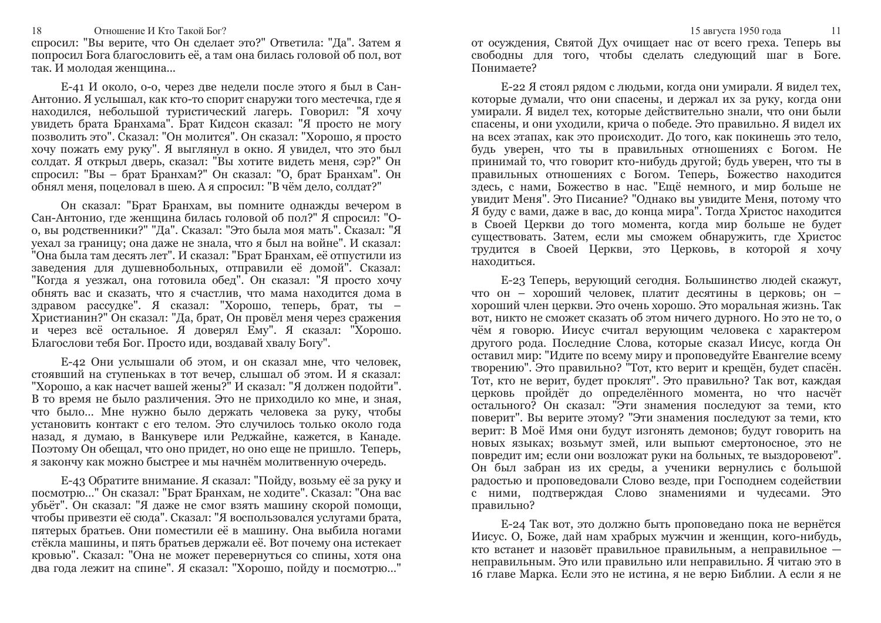спросил: "Вы верите, что Он сделает это?" Ответила: "Да". Затем я попросил Бога благословить её, а там она билась головой об пол, вот так. И молодая женщина...

E-41 И около, о-о, через две недели после этого я был в Сан-Антонио. Я услышал, как кто-то спорит снаружи того местечка, где я находился, небольшой туристический лагерь. Говорил: "Я хочу увидеть брата Бранхама". Брат Кидсон сказал: "Я просто не могу позволить это". Сказал: "Он молится". Он сказал: "Хорошо, я просто хочу пожать ему руку". Я выглянул в окно. Я увидел, что это был солдат. Я открыл дверь, сказал: "Вы хотите видеть меня, сэр?" Он спросил: "Вы – брат Бранхам?" Он сказал: "О, брат Бранхам". Он обнял меня, поцеловал в шею. А я спросил: "В чём дело, солдат?"

Он сказал: "Брат Бранхам, вы помните однажды вечером в Сан-Антонио, где женщина билась головой об пол?" Я спросил: "О-о, вы родственники?" "Да". Сказал: "Это была моя мать". Сказал: "Я уехал за границу; она даже не знала, что я был на войне". И сказал: "Она была там десять лет". И сказал: "Брат Бранхам, её отпустили из заведения для душевнобольных, отправили её домой". Сказал: "Когда я уезжал, она готовила обед". Он сказал: "Я просто хочу обнять вас и сказать, что я счастлив, что мама находится дома в здравом рассудке". Я сказал: "Хорошо, теперь, брат, ты – Христианин?" Он сказал: "Да, брат, Он провёл меня через сражения и через всё остальное. Я доверял Ему". Я сказал: "Хорошо. Благослови тебя Бог. Просто иди, воздавай хвалу Богу".

E-42 Они услышали об этом, и он сказал мне, что человек, стоявший на ступеньках в тот вечер, слышал об этом. И я сказал: "Хорошо, а как насчет вашей жены?" И сказал: "Я должен подойти". В то время не было различения. Это не приходило ко мне, и зная, что было... Мне нужно было держать человека за руку, чтобы установить контакт с его телом. Это случилось только около года назад, я думаю, в Ванкувере или Реджайне, кажется, в Канаде. Поэтому Он обещал, что оно придет, но оно еще не пришло. Теперь, я закончу как можно быстрее и мы начнём молитвенную очередь.

E-43 Обратите внимание. Я сказал: "Пойду, возьму её за руку и посмотрю..." Он сказал: "Брат Бранхам, не ходите". Сказал: "Она вас убьёт". Он сказал: "Я даже не смог взять машину скорой помощи, чтобы привезти её сюда". Сказал: "Я воспользовался услугами брата, пятерых братьев. Они поместили её в машину. Она выбила ногами стёкла машины, и пять братьев держали её. Вот почему она истекает кровью". Сказал: "Она не может перевернуться со спины, хотя она два года лежит на спине". Я сказал: "Хорошо, пойду и посмотрю..."

от осуждения, Святой Дух очищает нас от всего греха. Теперь вы свободны для того, чтобы сделать следующий шаг в Боге. Понимаете?

E-22 Я стоял рядом с людьми, когда они умирали. Я видел тех, которые думали, что они спасены, и держал их за руку, когда они умирали. Я видел тех, которые действительно знали, что они были спасены, и они уходили, крича о победе. Это правильно. Я видел их на всех этапах, как это происходит. До того, как покинешь это тело, будь уверен, что ты в правильных отношениях с Богом. Не принимай то, что говорит кто-нибудь другой; будь уверен, что ты в правильных отношениях с Богом. Теперь, Божество находится здесь, с нами, Божество в нас. "Ещё немного, и мир больше не увидит Меня". Это Писание? "Однако вы увидите Меня, потому что Я буду с вами, даже в вас, до конца мира". Тогда Христос находится в Своей Церкви до того момента, когда мир больше не будет существовать. Затем, если мы сможем обнаружить, где Христос трудится в Своей Церкви, это Церковь, в которой я хочу находиться.

E-23 Теперь, верующий сегодня. Большинство людей скажут, что он – хороший человек, платит десятины в церковь; он – хороший член церкви. Это очень хорошо. Это моральная жизнь. Так вот, никто не сможет сказать об этом ничего дурного. Но это не то, о чём я говорю. Иисус считал верующим человека с характером другого рода. Последние Слова, которые сказал Иисус, когда Он оставил мир: "Идите по всему миру и проповедуйте Евангелие всему творению". Это правильно? "Тот, кто верит и крещён, будет спасён. Тот, кто не верит, будет проклят". Это правильно? Так вот, каждая церковь пройдёт до определённого момента, но что насчёт остального? Он сказал: "Эти знамения последуют за теми, кто поверит". Вы верите этому? "Эти знамения последуют за теми, кто верит: В Моё Имя они будут изгонять демонов; будут говорить на новых языках; возьмут змей, или выпьют смертоносное, это не повредит им; если они возложат руки на больных, те выздоровеют". Он был забран из их среды, а ученики вернулись с большой радостью и проповедовали Слово везде, при Господнем содействии с ними, подтверждая Слово знамениями и чудесами. Это правильно?

E-24 Так вот, это должно быть проповедано пока не вернётся Иисус. О, Боже, дай нам храбрых мужчин и женщин, кого-нибудь, кто встанет и назовёт правильное правильным, а неправильное — неправильным. Это или правильно или неправильно. Я читаю это в 16 главе Марка. Если это не истина, я не верю Библии. А если я не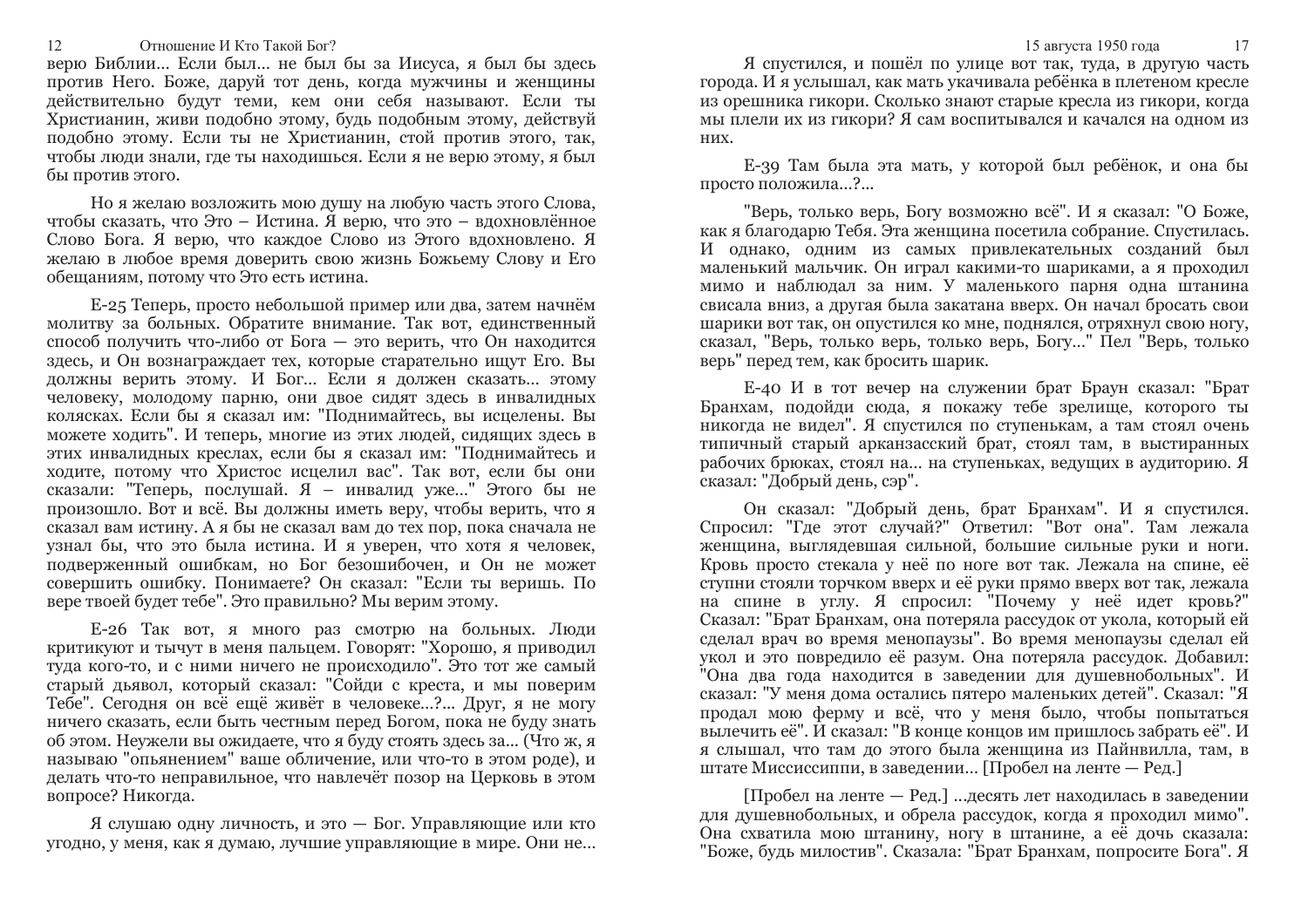верю Библии... Если был... не был бы за Иисуса, я был бы здесь против Него. Боже, даруй тот день, когда мужчины и женщины действительно будут теми, кем они себя называют. Если ты Христианин, живи подобно этому, будь подобным этому, действуй подобно этому. Если ты не Христианин, стой против этого, так, чтобы люди знали, где ты находишься. Если я не верю этому, я был бы против этого.

Но я желаю возложить мою душу на любую часть этого Слова, чтобы сказать, что Это – Истина. Я верю, что это – вдохновлённое Слово Бога. Я верю, что каждое Слово из Этого вдохновлено. Я желаю в любое время доверить свою жизнь Божьему Слову и Его обещаниям, потому что Это есть истина.

E-25 Теперь, просто небольшой пример или два, затем начнём молитву за больных. Обратите внимание. Так вот, единственный способ получить что-либо от Бога — это верить, что Он находится здесь, и Он вознаграждает тех, которые старательно ищут Его. Вы должны верить этому. И Бог... Если я должен сказать... этому человеку, молодому парню, они двое сидят здесь в инвалидных колясках. Если бы я сказал им: "Поднимайтесь, вы исцелены. Вы можете ходить". И теперь, многие из этих людей, сидящих здесь в этих инвалидных креслах, если бы я сказал им: "Поднимайтесь и ходите, потому что Христос исцелил вас". Так вот, если бы они сказали: "Теперь, послушай. Я – инвалид уже..." Этого бы не произошло. Вот и всё. Вы должны иметь веру, чтобы верить, что я сказал вам истину. А я бы не сказал вам до тех пор, пока сначала не узнал бы, что это была истина. И я уверен, что хотя я человек, подверженный ошибкам, но Бог безошибочен, и Он не может совершить ошибку. Понимаете? Он сказал: "Если ты веришь. По вере твоей будет тебе". Это правильно? Мы верим этому.

E-26 Так вот, я много раз смотрю на больных. Люди критикуют и тычут в меня пальцем. Говорят: "Хорошо, я приводил туда кого-то, и с ними ничего не происходило". Это тот же самый старый дьявол, который сказал: "Сойди с креста, и мы поверим Тебе". Сегодня он всё ещё живёт в человеке...?... Друг, я не могу ничего сказать, если быть честным перед Богом, пока не буду знать об этом. Неужели вы ожидаете, что я буду стоять здесь за... (Что ж, я называю "опьянением" ваше обличение, или что-то в этом роде), и делать что-то неправильное, что навлечёт позор на Церковь в этом вопросе? Никогда.

Я слушаю одну личность, и это — Бог. Управляющие или кто угодно, у меня, как я думаю, лучшие управляющие в мире. Они не...

Я спустился, и пошёл по улице вот так, туда, в другую часть города. И я услышал, как мать укачивала ребёнка в плетеном кресле из орешника гикори. Сколько знают старые кресла из гикори, когда мы плели их из гикори? Я сам воспитывался и качался на одном из них.

E-39 Там была эта мать, у которой был ребёнок, и она бы просто положила...?...

"Верь, только верь, Богу возможно всё". И я сказал: "О Боже, как я благодарю Тебя. Эта женщина посетила собрание. Спустилась. И однако, одним из самых привлекательных созданий был маленький мальчик. Он играл какими-то шариками, а я проходил мимо и наблюдал за ним. У маленького парня одна штанина свисала вниз, а другая была закатана вверх. Он начал бросать свои шарики вот так, он опустился ко мне, поднялся, отряхнул свою ногу, сказал, "Верь, только верь, только верь, Богу..." Пел "Верь, только верь" перед тем, как бросить шарик.

E-40 И в тот вечер на служении брат Браун сказал: "Брат Бранхам, подойди сюда, я покажу тебе зрелище, которого ты никогда не видел". Я спустился по ступенькам, а там стоял очень типичный старый арканзасский брат, стоял там, в выстиранных рабочих брюках, стоял на... на ступеньках, ведущих в аудиторию. Я сказал: "Добрый день, сэр".

Он сказал: "Добрый день, брат Бранхам". И я спустился. Спросил: "Где этот случай?" Ответил: "Вот она". Там лежала женщина, выглядевшая сильной, большие сильные руки и ноги. Кровь просто стекала у неё по ноге вот так. Лежала на спине, её ступни стояли торчком вверх и её руки прямо вверх вот так, лежала на спине в углу. Я спросил: "Почему у неё идет кровь?" Сказал: "Брат Бранхам, она потеряла рассудок от укола, который ей сделал врач во время менопаузы". Во время менопаузы сделал ей укол и это повредило её разум. Она потеряла рассудок. Добавил: "Она два года находится в заведении для душевнобольных". И сказал: "У меня дома остались пятеро маленьких детей". Сказал: "Я продал мою ферму и всё, что у меня было, чтобы попытаться вылечить её". И сказал: "В конце концов им пришлось забрать её". И я слышал, что там до этого была женщина из Пайнвилла, там, в штате Миссиссиппи, в заведении... [Пробел на ленте — Ред.]

[Пробел на ленте — Ред.] ...десять лет находилась в заведении для душевнобольных, и обрела рассудок, когда я проходил мимо". Она схватила мою штанину, ногу в штанине, а её дочь сказала: "Боже, будь милостив". Сказала: "Брат Бранхам, попросите Бога". Я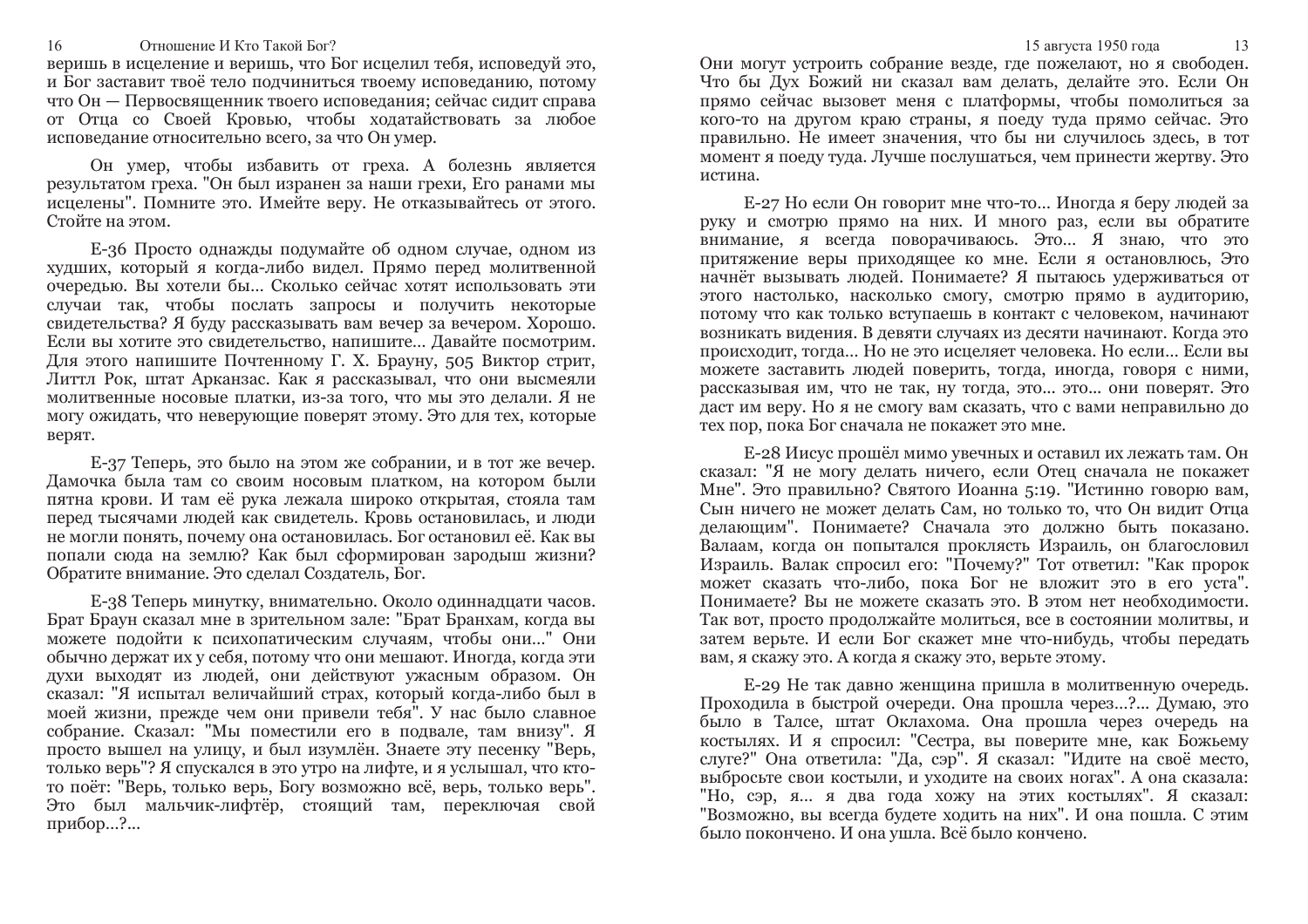веришь в исцеление и веришь, что Бог исцелил тебя, исповедуй это, и Бог заставит твоё тело подчиниться твоему исповеданию, потому что Он — Первосвященник твоего исповедания; сейчас сидит справа от Отца со Своей Кровью, чтобы ходатайствовать за любое исповедание относительно всего, за что Он умер.

Он умер, чтобы избавить от греха. А болезнь является результатом греха. "Он был изранен за наши грехи, Его ранами мы исцелены". Помните это. Имейте веру. Не отказывайтесь от этого. Стойте на этом.

Е-36 Просто однажды подумайте об одном случае, одном из худших, который я когда-либо видел. Прямо перед молитвенной очередью. Вы хотели бы... Сколько сейчас хотят использовать эти случаи так, чтобы послать запросы и получить некоторые свидетельства? Я буду рассказывать вам вечер за вечером. Хорошо. Если вы хотите это свидетельство, напишите... Давайте посмотрим. Для этого напишите Почтенному Г. Х. Брауну, 505 Виктор стрит, Литтл Рок, штат Арканзас. Как я рассказывал, что они высмеяли молитвенные носовые платки, из-за того, что мы это делали. Я не могу ожидать, что неверующие поверят этому. Это для тех, которые верят.

Е-37 Теперь, это было на этом же собрании, и в тот же вечер. Дамочка была там со своим носовым платком, на котором были пятна крови. И там её рука лежала широко открытая, стояла там перед тысячами людей как свидетель. Кровь остановилась, и люди не могли понять, почему она остановилась. Бог остановил её. Как вы попали сюда на землю? Как был сформирован зародыш жизни? Обратите внимание. Это сделал Создатель, Бог.

Е-38 Теперь минутку, внимательно. Около одиннадцати часов. Брат Браун сказал мне в зрительном зале: "Брат Бранхам, когда вы можете подойти к психопатическим случаям, чтобы они..." Они обычно держат их у себя, потому что они мешают. Иногда, когда эти духи выходят из людей, они действуют ужасным образом. Он сказал: "Я испытал величайший страх, который когда-либо был в моей жизни, прежде чем они привели тебя". У нас было славное собрание. Сказал: "Мы поместили его в подвале, там внизу". Я просто вышел на улицу, и был изумлён. Знаете эту песенку "Верь, только верь"? Я спускался в это утро на лифте, и я услышал, что кто-то поёт: "Верь, только верь, Богу возможно всё, верь, только верь". Это был мальчик-лифтёр, стоящий там, переключая свой прибор...?...

Они могут устроить собрание везде, где пожелают, но я свободен. Что бы Дух Божий ни сказал вам делать, делайте это. Если Он прямо сейчас вызовет меня с платформы, чтобы помолиться за кого-то на другом краю страны, я поеду туда прямо сейчас. Это правильно. Не имеет значения, что бы ни случилось здесь, в тот момент я поеду туда. Лучше послушаться, чем принести жертву. Это истина.

Е-27 Но если Он говорит мне что-то... Иногда я беру людей за руку и смотрю прямо на них. И много раз, если вы обратите внимание, я всегда поворачиваюсь. Это... Я знаю, что это притяжение веры приходящее ко мне. Если я остановлюсь, Это начнёт вызывать людей. Понимаете? Я пытаюсь удерживаться от этого настолько, насколько смогу, смотрю прямо в аудиторию, потому что как только вступаешь в контакт с человеком, начинают возникать видения. В девяти случаях из десяти начинают. Когда это происходит, тогда... Но не это исцеляет человека. Но если... Если вы можете заставить людей поверить, тогда, иногда, говоря с ними, рассказывая им, что не так, ну тогда, это... это... они поверят. Это даст им веру. Но я не смогу вам сказать, что с вами неправильно до тех пор, пока Бог сначала не покажет это мне.

Е-28 Иисус прошёл мимо увечных и оставил их лежать там. Он сказал: "Я не могу делать ничего, если Отец сначала не покажет Мне". Это правильно? Святого Иоанна 5:19. "Истинно говорю вам, Сын ничего не может делать Сам, но только то, что Он видит Отца делающим". Понимаете? Сначала это должно быть показано. Валаам, когда он попытался проклясть Израиль, он благословил Израиль. Валак спросил его: "Почему?" Тот ответил: "Как пророк может сказать что-либо, пока Бог не вложит это в его уста". Понимаете? Вы не можете сказать это. В этом нет необходимости. Так вот, просто продолжайте молиться, все в состоянии молитвы, и затем верьте. И если Бог скажет мне что-нибудь, чтобы передать вам, я скажу это. А когда я скажу это, верьте этому.

Е-29 Не так давно женщина пришла в молитвенную очередь. Проходила в быстрой очереди. Она прошла через...?... Думаю, это было в Талсе, штат Оклахома. Она прошла через очередь на костылях. И я спросил: "Сестра, вы поверите мне, как Божьему слуге?" Она ответила: "Да, сэр". Я сказал: "Идите на своё место, выбросьте свои костыли, и уходите на своих ногах". А она сказала: "Но, сэр, я... я два года хожу на этих костылях". Я сказал: "Возможно, вы всегда будете ходить на них". И она пошла. С этим было покончено. И она ушла. Всё было кончено.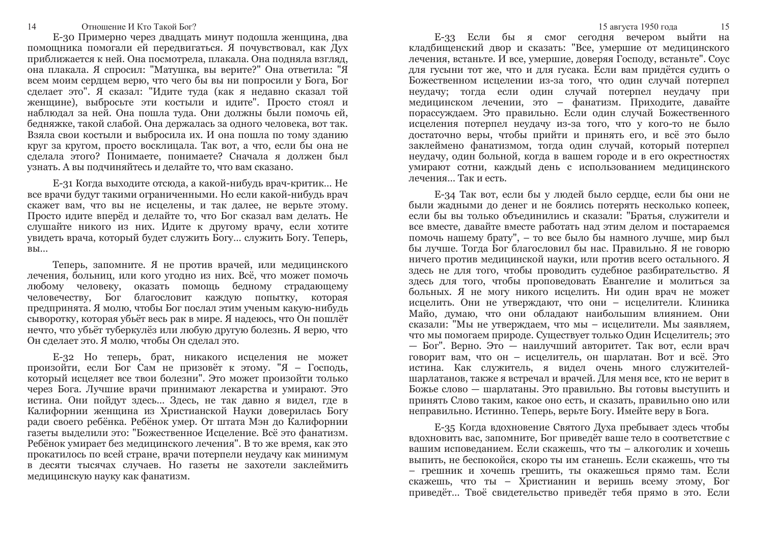E-30 Примерно через двадцать минут подошла женщина, два помощника помогали ей передвигаться. Я почувствовал, как Дух приближается к ней. Она посмотрела, плакала. Она подняла взгляд, она плакала. Я спросил: "Матушка, вы верите?" Она ответила: "Я всем моим сердцем верю, что чего бы вы ни попросили у Бога, Бог сделает это". Я сказал: "Идите туда (как я недавно сказал той женщине), выбросьте эти костыли и идите". Просто стоял и наблюдал за ней. Она пошла туда. Они должны были помочь ей, бедняжке, такой слабой. Она держалась за одного человека, вот так. Взяла свои костыли и выбросила их. И она пошла по тому зданию круг за кругом, просто восклицала. Так вот, а что, если бы она не сделала этого? Понимаете, понимаете? Сначала я должен был узнать. А вы подчиняйтесь и делайте то, что вам сказано.

E-31 Когда выходите отсюда, а какой-нибудь врач-критик... Не все врачи будут такими ограниченными. Но если какой-нибудь врач скажет вам, что вы не исцелены, и так далее, не верьте этому. Просто идите вперёд и делайте то, что Бог сказал вам делать. Не слушайте никого из них. Идите к другому врачу, если хотите увидеть врача, который будет служить Богу... служить Богу. Теперь, вы...

Теперь, запомните. Я не против врачей, или медицинского лечения, больниц, или кого угодно из них. Всё, что может помочь любому человеку, оказать помощь бедному страдающему человечеству, Бог благословит каждую попытку, которая предпринята. Я молю, чтобы Бог послал этим ученым какую-нибудь сыворотку, которая убьёт весь рак в мире. Я надеюсь, что Он пошлёт нечто, что убьёт туберкулёз или любую другую болезнь. Я верю, что Он сделает это. Я молю, чтобы Он сделал это.

E-32 Но теперь, брат, никакого исцеления не может произойти, если Бог Сам не призовёт к этому. "Я – Господь, который исцеляет все твои болезни". Это может произойти только через Бога. Лучшие врачи принимают лекарства и умирают. Это истина. Они пойдут здесь... Здесь, не так давно я видел, где в Калифорнии женщина из Христианской Науки доверилась Богу ради своего ребёнка. Ребёнок умер. От штата Мэн до Калифорнии газеты выделили это: "Божественное Исцеление. Всё это фанатизм. Ребёнок умирает без медицинского лечения". В то же время, как это прокатилось по всей стране, врачи потерпели неудачу как минимум в десяти тысячах случаев. Но газеты не захотели заклеймить медицинскую науку как фанатизм.

E-33 Если бы я смог сегодня вечером выйти на кладбищенский двор и сказать: "Все, умершие от медицинского лечения, встаньте. И все, умершие, доверяя Господу, встаньте". Соус для гусыни тот же, что и для гусака. Если вам придётся судить о Божественном исцелении из-за того, что один случай потерпел неудачу; тогда если один случай потерпел неудачу при медицинском лечении, это – фанатизм. Приходите, давайте порассуждаем. Это правильно. Если один случай Божественного исцеления потерпел неудачу из-за того, что у кого-то не было достаточно веры, чтобы прийти и принять его, и всё это было заклеймено фанатизмом, тогда один случай, который потерпел неудачу, один больной, когда в вашем городе и в его окрестностях умирают сотни, каждый день с использованием медицинского лечения... Так и есть.

E-34 Так вот, если бы у людей было сердце, если бы они не были жадными до денег и не боялись потерять несколько копеек, если бы вы только объединились и сказали: "Братья, служители и все вместе, давайте вместе работать над этим делом и постараемся помочь нашему брату", – то все было бы намного лучше, мир был бы лучше. Тогда Бог благословил бы нас. Правильно. Я не говорю ничего против медицинской науки, или против всего остального. Я здесь не для того, чтобы проводить судебное разбирательство. Я здесь для того, чтобы проповедовать Евангелие и молиться за больных. Я не могу никого исцелить. Ни один врач не может исцелить. Они не утверждают, что они – исцелители. Клиника Майо, думаю, что они обладают наибольшим влиянием. Они сказали: "Мы не утверждаем, что мы – исцелители. Мы заявляем, что мы помогаем природе. Существует только Один Исцелитель; это — Бог". Верно. Это — наилучший авторитет. Так вот, если врач говорит вам, что он – исцелитель, он шарлатан. Вот и всё. Это истина. Как служитель, я видел очень много служителей-шарлатанов, также я встречал и врачей. Для меня все, кто не верит в Божье слово — шарлатаны. Это правильно. Вы готовы выступить и принять Слово таким, какое оно есть, и сказать, правильно оно или неправильно. Истинно. Теперь, верьте Богу. Имейте веру в Бога.

E-35 Когда вдохновение Святого Духа пребывает здесь чтобы вдохновить вас, запомните, Бог приведёт ваше тело в соответствие с вашим исповеданием. Если скажешь, что ты – алкоголик и хочешь выпить, не беспокойся, скоро ты им станешь. Если скажешь, что ты – грешник и хочешь грешить, ты окажешься прямо там. Если скажешь, что ты – Христианин и веришь всему этому, Бог приведёт... Твоё свидетельство приведёт тебя прямо в это. Если